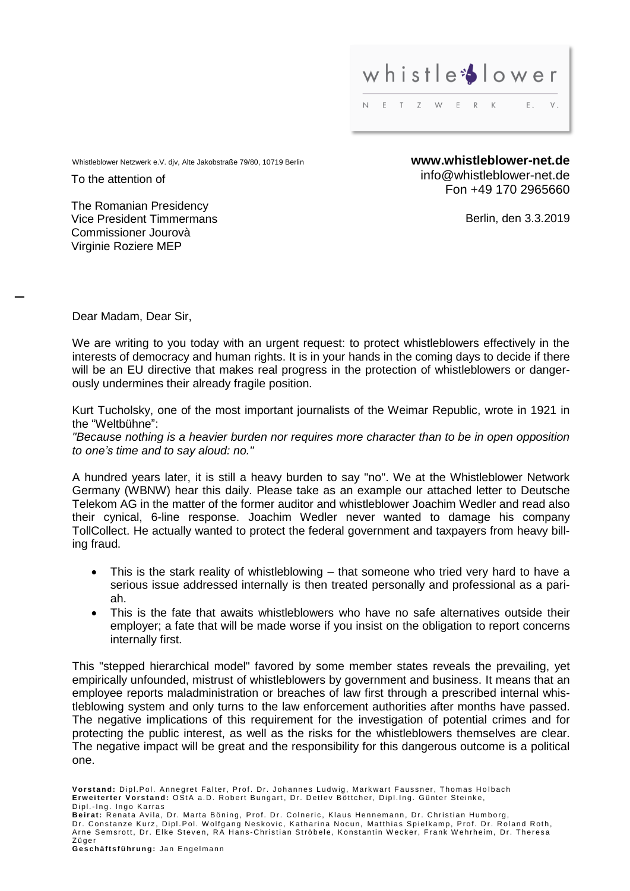whistleblower NETZWERK E.V.

Whistleblower Netzwerk e.V. djv, Alte Jakobstraße 79/80, 10719 Berlin

**www.whistleblower-net.de**
info@whistleblower-net.de
Fon +49 170 2965660

To the attention of

The Romanian Presidency
Vice President Timmermans
Commissioner Jourovà
Virginie Roziere MEP

Berlin, den 3.3.2019

Dear Madam, Dear Sir,

We are writing to you today with an urgent request: to protect whistleblowers effectively in the interests of democracy and human rights. It is in your hands in the coming days to decide if there will be an EU directive that makes real progress in the protection of whistleblowers or dangerously undermines their already fragile position.

Kurt Tucholsky, one of the most important journalists of the Weimar Republic, wrote in 1921 in the "Weltbühne":
*"Because nothing is a heavier burden nor requires more character than to be in open opposition to one's time and to say aloud: no."*

A hundred years later, it is still a heavy burden to say "no". We at the Whistleblower Network Germany (WBNW) hear this daily. Please take as an example our attached letter to Deutsche Telekom AG in the matter of the former auditor and whistleblower Joachim Wedler and read also their cynical, 6-line response. Joachim Wedler never wanted to damage his company TollCollect. He actually wanted to protect the federal government and taxpayers from heavy billing fraud.

- This is the stark reality of whistleblowing – that someone who tried very hard to have a serious issue addressed internally is then treated personally and professional as a pariah.
- This is the fate that awaits whistleblowers who have no safe alternatives outside their employer; a fate that will be made worse if you insist on the obligation to report concerns internally first.

This "stepped hierarchical model" favored by some member states reveals the prevailing, yet empirically unfounded, mistrust of whistleblowers by government and business. It means that an employee reports maladministration or breaches of law first through a prescribed internal whistleblowing system and only turns to the law enforcement authorities after months have passed. The negative implications of this requirement for the investigation of potential crimes and for protecting the public interest, as well as the risks for the whistleblowers themselves are clear. The negative impact will be great and the responsibility for this dangerous outcome is a political one.

**Vorstand:** Dipl.Pol. Annegret Falter, Prof. Dr. Johannes Ludwig, Markwart Faussner, Thomas Holbach
**Erweiterter Vorstand:** OStA a.D. Robert Bungart, Dr. Detlev Böttcher, Dipl.Ing. Günter Steinke, Dipl.-Ing. Ingo Karras
**Beirat:** Renata Avila, Dr. Marta Böning, Prof. Dr. Colneric, Klaus Hennemann, Dr. Christian Humborg, Dr. Constanze Kurz, Dipl.Pol. Wolfgang Neskovic, Katharina Nocun, Matthias Spielkamp, Prof. Dr. Roland Roth, Arne Semsrott, Dr. Elke Steven, RA Hans-Christian Ströbele, Konstantin Wecker, Frank Wehrheim, Dr. Theresa Züger
**Geschäftsführung:** Jan Engelmann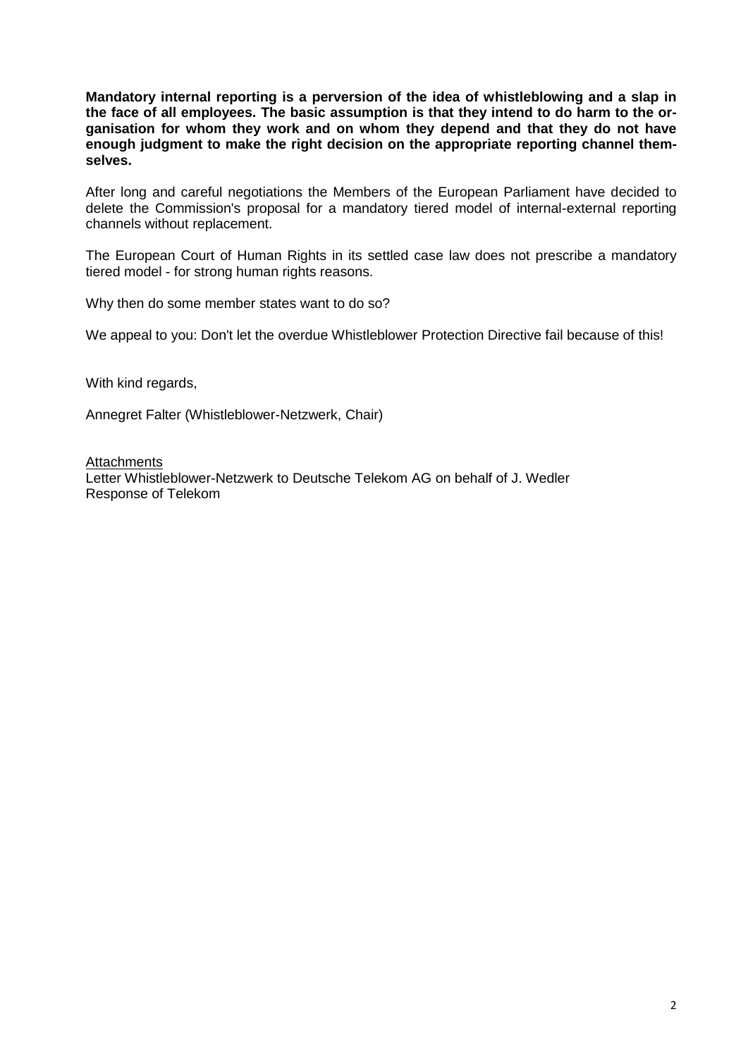**Mandatory internal reporting is a perversion of the idea of whistleblowing and a slap in the face of all employees. The basic assumption is that they intend to do harm to the organisation for whom they work and on whom they depend and that they do not have enough judgment to make the right decision on the appropriate reporting channel themselves.**

After long and careful negotiations the Members of the European Parliament have decided to delete the Commission's proposal for a mandatory tiered model of internal-external reporting channels without replacement.

The European Court of Human Rights in its settled case law does not prescribe a mandatory tiered model - for strong human rights reasons.

Why then do some member states want to do so?

We appeal to you: Don't let the overdue Whistleblower Protection Directive fail because of this!

With kind regards,

Annegret Falter (Whistleblower-Netzwerk, Chair)

Attachments

Letter Whistleblower-Netzwerk to Deutsche Telekom AG on behalf of J. Wedler

Response of Telekom